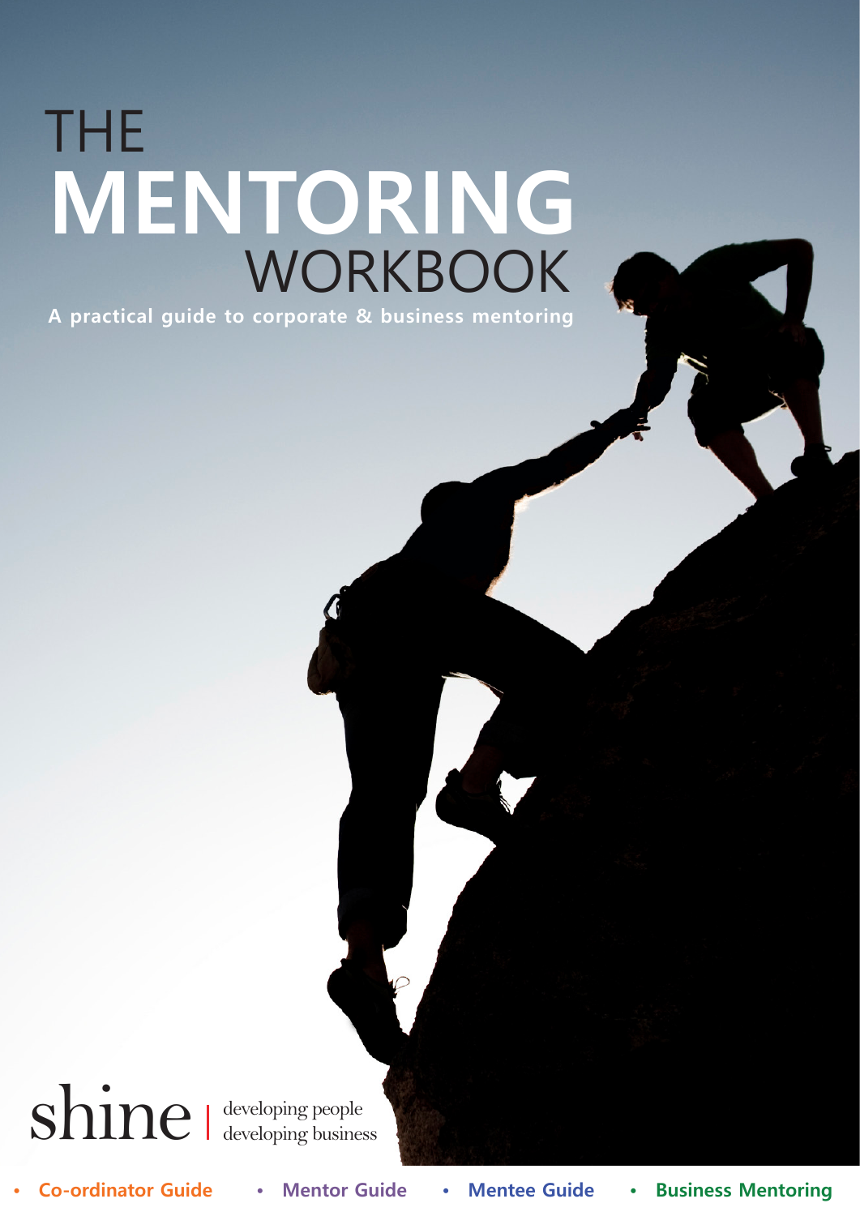# THE MENTORING WORKBOOK

**A practical guide to corporate & business mentoring**

shine | developing people developing business

- **Co-ordinator Guide**
- **Mentor Guide**
- **Mentee Guide**
- **Business Mentoring**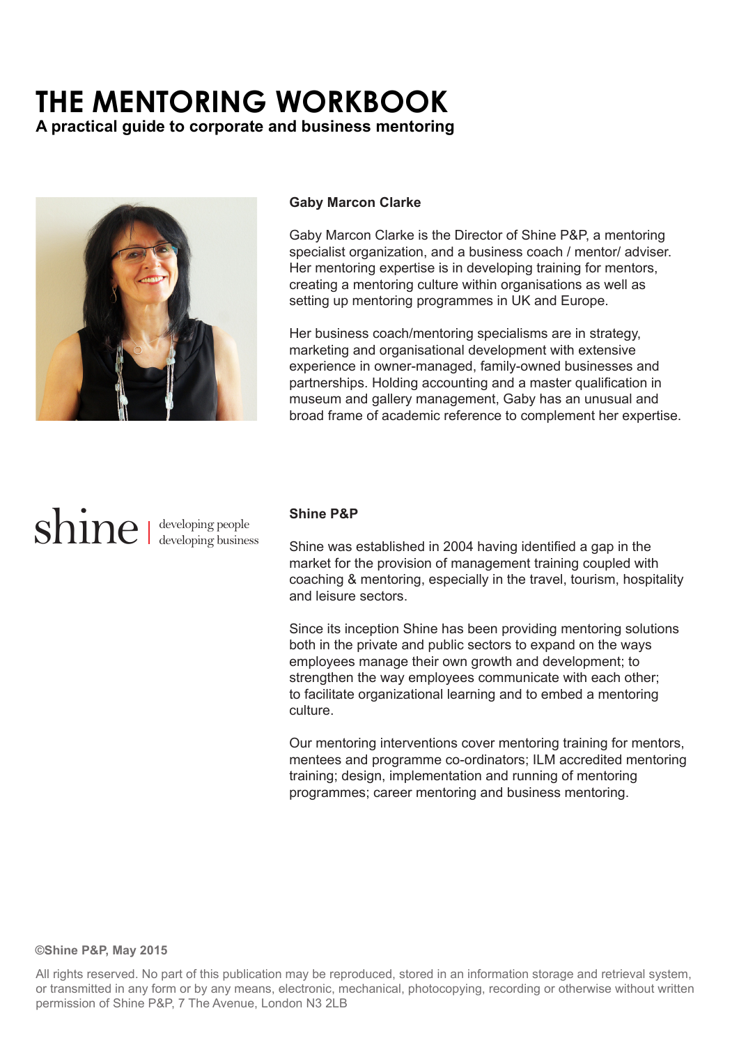# THE MENTORING WORKBOOK

**A practical guide to corporate and business mentoring**

### Gaby Marcon Clarke

Gaby Marcon Clarke is the Director of Shine P&P, a mentoring specialist organization, and a business coach / mentor/ adviser. Her mentoring expertise is in developing training for mentors, creating a mentoring culture within organisations as well as setting up mentoring programmes in UK and Europe.

Her business coach/mentoring specialisms are in strategy, marketing and organisational development with extensive experience in owner-managed, family-owned businesses and partnerships. Holding accounting and a master qualification in museum and gallery management, Gaby has an unusual and broad frame of academic reference to complement her expertise.

shine | developing people developing business

### Shine P&P

Shine was established in 2004 having identified a gap in the market for the provision of management training coupled with coaching & mentoring, especially in the travel, tourism, hospitality and leisure sectors.

Since its inception Shine has been providing mentoring solutions both in the private and public sectors to expand on the ways employees manage their own growth and development; to strengthen the way employees communicate with each other; to facilitate organizational learning and to embed a mentoring culture.

Our mentoring interventions cover mentoring training for mentors, mentees and programme co-ordinators; ILM accredited mentoring training; design, implementation and running of mentoring programmes; career mentoring and business mentoring.

**©Shine P&P, May 2015**

All rights reserved. No part of this publication may be reproduced, stored in an information storage and retrieval system, or transmitted in any form or by any means, electronic, mechanical, photocopying, recording or otherwise without written permission of Shine P&P, 7 The Avenue, London N3 2LB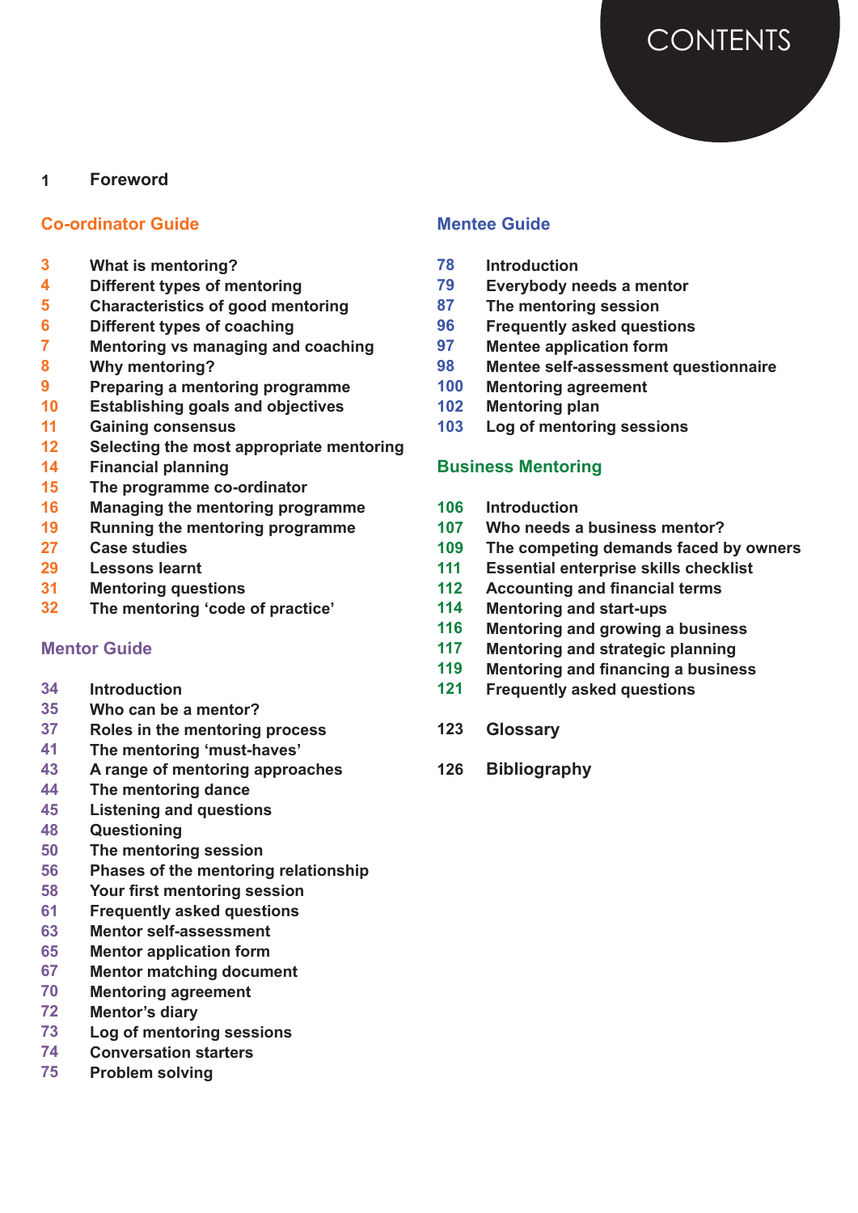# CONTENTS

1 Foreword

## Co-ordinator Guide

3 What is mentoring?
4 Different types of mentoring
5 Characteristics of good mentoring
6 Different types of coaching
7 Mentoring vs managing and coaching
8 Why mentoring?
9 Preparing a mentoring programme
10 Establishing goals and objectives
11 Gaining consensus
12 Selecting the most appropriate mentoring
14 Financial planning
15 The programme co-ordinator
16 Managing the mentoring programme
19 Running the mentoring programme
27 Case studies
29 Lessons learnt
31 Mentoring questions
32 The mentoring 'code of practice'

## Mentor Guide

34 Introduction
35 Who can be a mentor?
37 Roles in the mentoring process
41 The mentoring 'must-haves'
43 A range of mentoring approaches
44 The mentoring dance
45 Listening and questions
48 Questioning
50 The mentoring session
56 Phases of the mentoring relationship
58 Your first mentoring session
61 Frequently asked questions
63 Mentor self-assessment
65 Mentor application form
67 Mentor matching document
70 Mentoring agreement
72 Mentor's diary
73 Log of mentoring sessions
74 Conversation starters
75 Problem solving

## Mentee Guide

78 Introduction
79 Everybody needs a mentor
87 The mentoring session
96 Frequently asked questions
97 Mentee application form
98 Mentee self-assessment questionnaire
100 Mentoring agreement
102 Mentoring plan
103 Log of mentoring sessions

## Business Mentoring

106 Introduction
107 Who needs a business mentor?
109 The competing demands faced by owners
111 Essential enterprise skills checklist
112 Accounting and financial terms
114 Mentoring and start-ups
116 Mentoring and growing a business
117 Mentoring and strategic planning
119 Mentoring and financing a business
121 Frequently asked questions

123 Glossary

126 Bibliography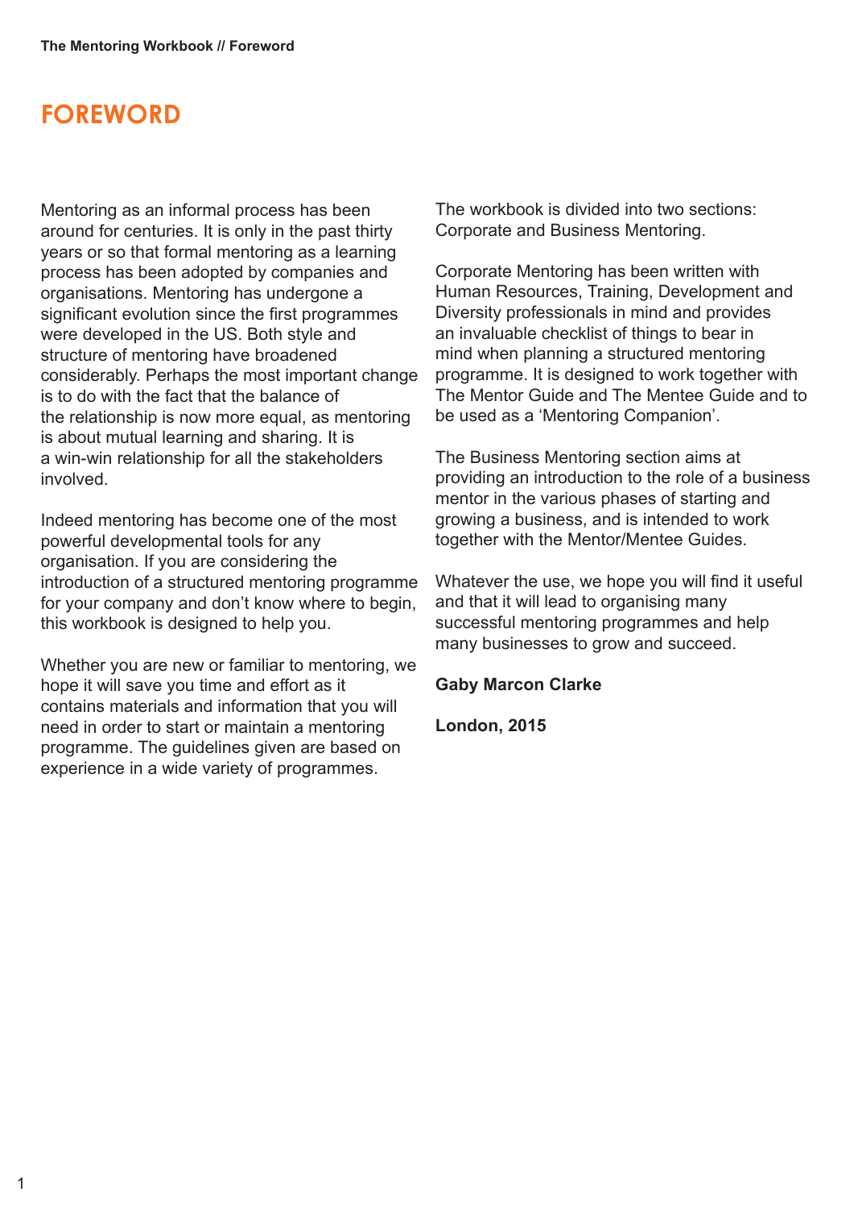# FOREWORD

Mentoring as an informal process has been around for centuries. It is only in the past thirty years or so that formal mentoring as a learning process has been adopted by companies and organisations. Mentoring has undergone a significant evolution since the first programmes were developed in the US. Both style and structure of mentoring have broadened considerably. Perhaps the most important change is to do with the fact that the balance of the relationship is now more equal, as mentoring is about mutual learning and sharing. It is a win-win relationship for all the stakeholders involved.

Indeed mentoring has become one of the most powerful developmental tools for any organisation. If you are considering the introduction of a structured mentoring programme for your company and don't know where to begin, this workbook is designed to help you.

Whether you are new or familiar to mentoring, we hope it will save you time and effort as it contains materials and information that you will need in order to start or maintain a mentoring programme. The guidelines given are based on experience in a wide variety of programmes.

The workbook is divided into two sections: Corporate and Business Mentoring.

Corporate Mentoring has been written with Human Resources, Training, Development and Diversity professionals in mind and provides an invaluable checklist of things to bear in mind when planning a structured mentoring programme. It is designed to work together with The Mentor Guide and The Mentee Guide and to be used as a 'Mentoring Companion'.

The Business Mentoring section aims at providing an introduction to the role of a business mentor in the various phases of starting and growing a business, and is intended to work together with the Mentor/Mentee Guides.

Whatever the use, we hope you will find it useful and that it will lead to organising many successful mentoring programmes and help many businesses to grow and succeed.

**Gaby Marcon Clarke**

**London, 2015**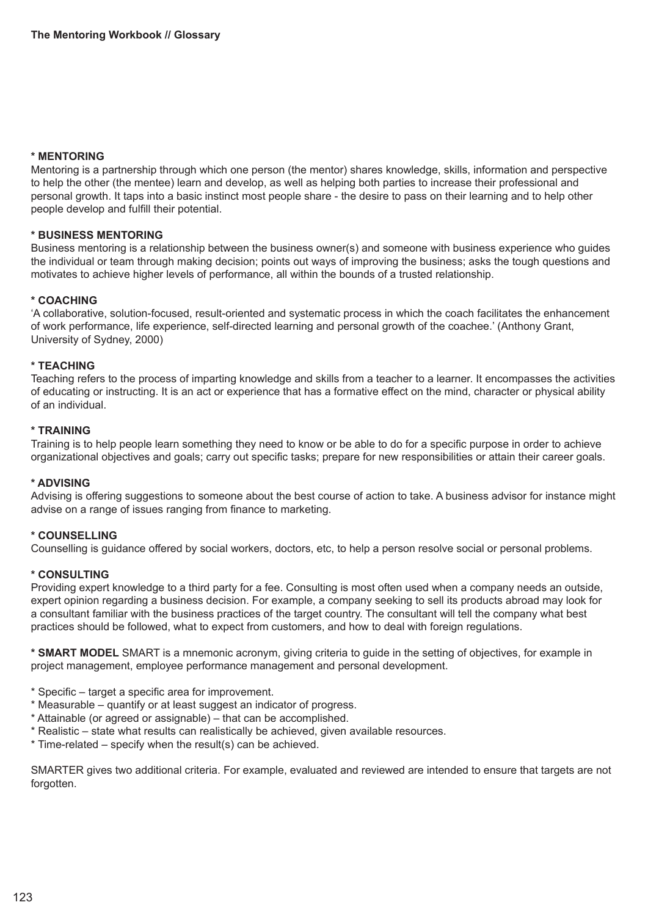**\* MENTORING**
Mentoring is a partnership through which one person (the mentor) shares knowledge, skills, information and perspective to help the other (the mentee) learn and develop, as well as helping both parties to increase their professional and personal growth. It taps into a basic instinct most people share - the desire to pass on their learning and to help other people develop and fulfill their potential.

**\* BUSINESS MENTORING**
Business mentoring is a relationship between the business owner(s) and someone with business experience who guides the individual or team through making decision; points out ways of improving the business; asks the tough questions and motivates to achieve higher levels of performance, all within the bounds of a trusted relationship.

**\* COACHING**
'A collaborative, solution-focused, result-oriented and systematic process in which the coach facilitates the enhancement of work performance, life experience, self-directed learning and personal growth of the coachee.' (Anthony Grant, University of Sydney, 2000)

**\* TEACHING**
Teaching refers to the process of imparting knowledge and skills from a teacher to a learner. It encompasses the activities of educating or instructing. It is an act or experience that has a formative effect on the mind, character or physical ability of an individual.

**\* TRAINING**
Training is to help people learn something they need to know or be able to do for a specific purpose in order to achieve organizational objectives and goals; carry out specific tasks; prepare for new responsibilities or attain their career goals.

**\* ADVISING**
Advising is offering suggestions to someone about the best course of action to take. A business advisor for instance might advise on a range of issues ranging from finance to marketing.

**\* COUNSELLING**
Counselling is guidance offered by social workers, doctors, etc, to help a person resolve social or personal problems.

**\* CONSULTING**
Providing expert knowledge to a third party for a fee. Consulting is most often used when a company needs an outside, expert opinion regarding a business decision. For example, a company seeking to sell its products abroad may look for a consultant familiar with the business practices of the target country. The consultant will tell the company what best practices should be followed, what to expect from customers, and how to deal with foreign regulations.

**\* SMART MODEL** SMART is a mnemonic acronym, giving criteria to guide in the setting of objectives, for example in project management, employee performance management and personal development.

\* Specific – target a specific area for improvement.
\* Measurable – quantify or at least suggest an indicator of progress.
\* Attainable (or agreed or assignable) – that can be accomplished.
\* Realistic – state what results can realistically be achieved, given available resources.
\* Time-related – specify when the result(s) can be achieved.

SMARTER gives two additional criteria. For example, evaluated and reviewed are intended to ensure that targets are not forgotten.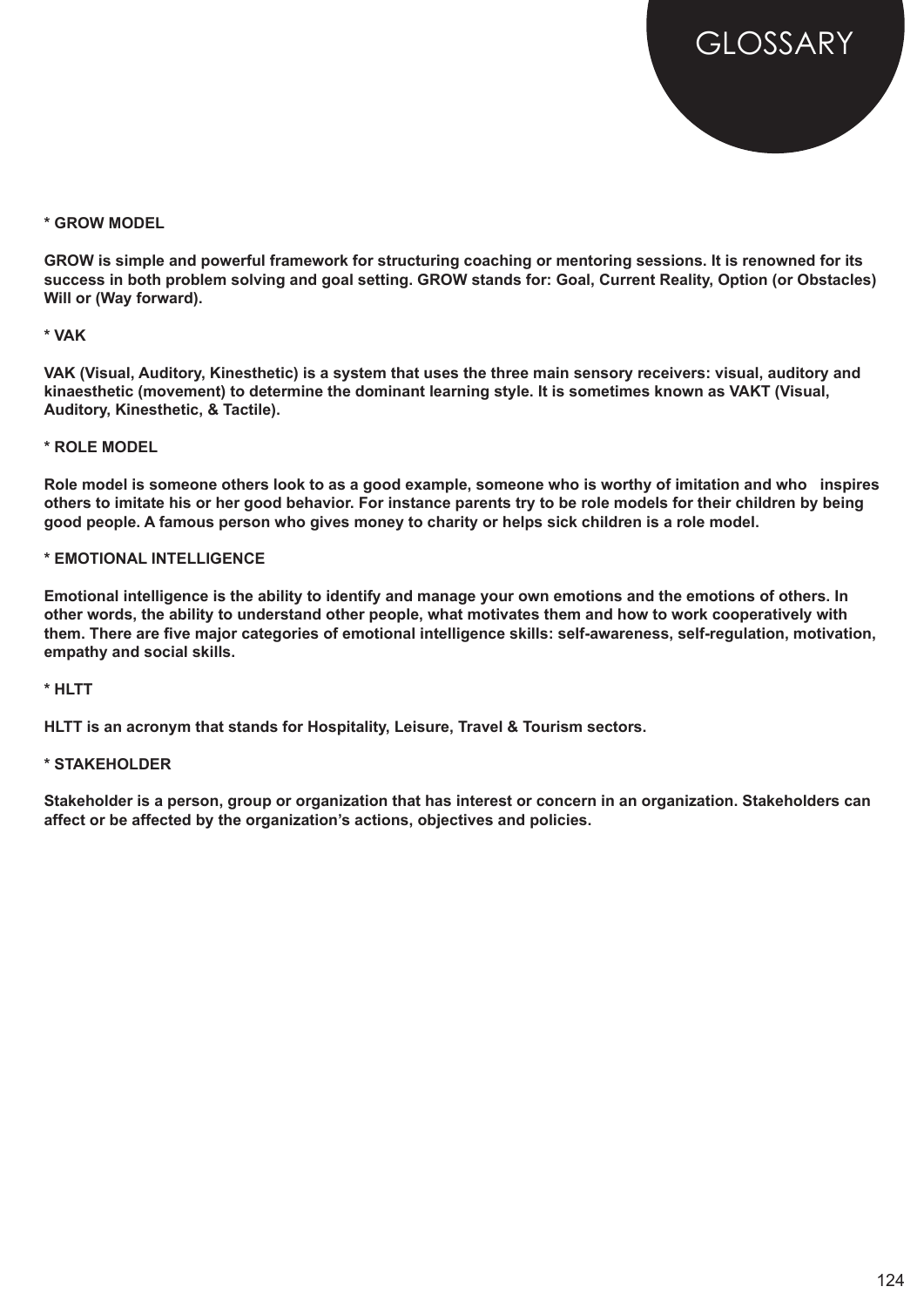# GLOSSARY

**\* GROW MODEL**

**GROW is simple and powerful framework for structuring coaching or mentoring sessions. It is renowned for its success in both problem solving and goal setting. GROW stands for: Goal, Current Reality, Option (or Obstacles) Will or (Way forward).**

**\* VAK**

**VAK (Visual, Auditory, Kinesthetic) is a system that uses the three main sensory receivers: visual, auditory and kinaesthetic (movement) to determine the dominant learning style. It is sometimes known as VAKT (Visual, Auditory, Kinesthetic, & Tactile).**

**\* ROLE MODEL**

**Role model is someone others look to as a good example, someone who is worthy of imitation and who inspires others to imitate his or her good behavior. For instance parents try to be role models for their children by being good people. A famous person who gives money to charity or helps sick children is a role model.**

**\* EMOTIONAL INTELLIGENCE**

**Emotional intelligence is the ability to identify and manage your own emotions and the emotions of others. In other words, the ability to understand other people, what motivates them and how to work cooperatively with them. There are five major categories of emotional intelligence skills: self-awareness, self-regulation, motivation, empathy and social skills.**

**\* HLTT**

**HLTT is an acronym that stands for Hospitality, Leisure, Travel & Tourism sectors.**

**\* STAKEHOLDER**

**Stakeholder is a person, group or organization that has interest or concern in an organization. Stakeholders can affect or be affected by the organization's actions, objectives and policies.**